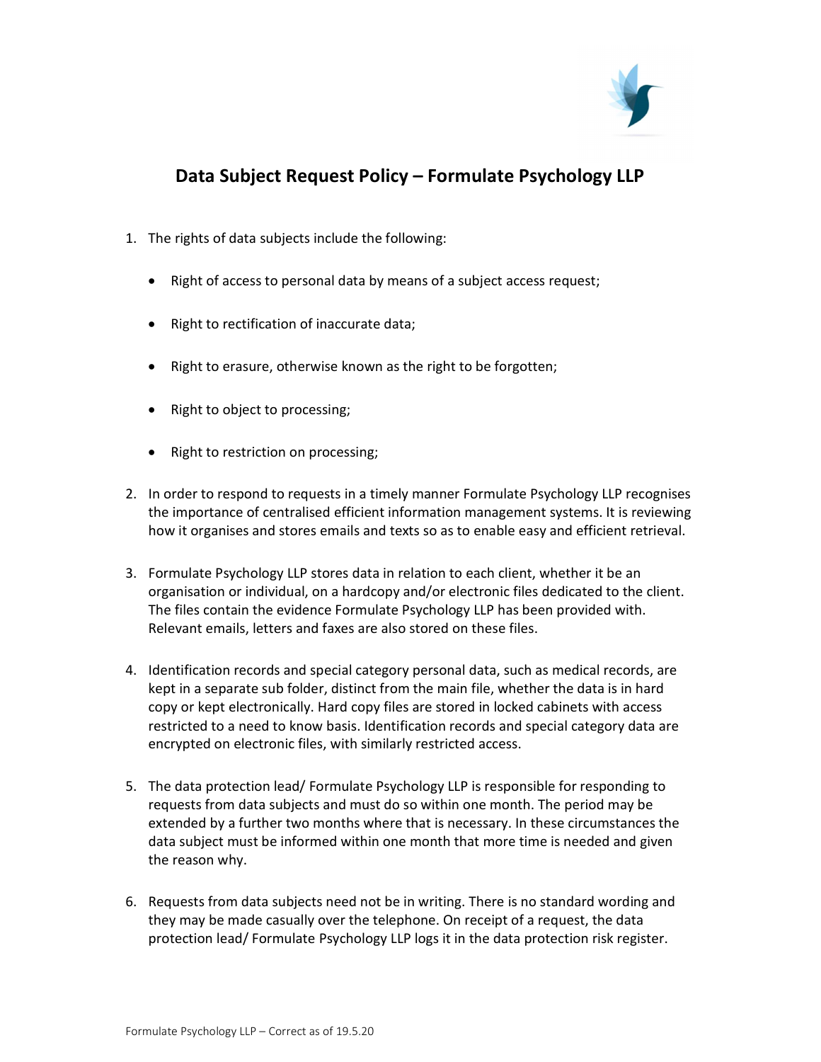# Data Subject Request Policy – Formulate Psychology LLP

1. The rights of data subjects include the following:

   - Right of access to personal data by means of a subject access request;
   - Right to rectification of inaccurate data;
   - Right to erasure, otherwise known as the right to be forgotten;
   - Right to object to processing;
   - Right to restriction on processing;

2. In order to respond to requests in a timely manner Formulate Psychology LLP recognises the importance of centralised efficient information management systems. It is reviewing how it organises and stores emails and texts so as to enable easy and efficient retrieval.

3. Formulate Psychology LLP stores data in relation to each client, whether it be an organisation or individual, on a hardcopy and/or electronic files dedicated to the client. The files contain the evidence Formulate Psychology LLP has been provided with. Relevant emails, letters and faxes are also stored on these files.

4. Identification records and special category personal data, such as medical records, are kept in a separate sub folder, distinct from the main file, whether the data is in hard copy or kept electronically. Hard copy files are stored in locked cabinets with access restricted to a need to know basis. Identification records and special category data are encrypted on electronic files, with similarly restricted access.

5. The data protection lead/ Formulate Psychology LLP is responsible for responding to requests from data subjects and must do so within one month. The period may be extended by a further two months where that is necessary. In these circumstances the data subject must be informed within one month that more time is needed and given the reason why.

6. Requests from data subjects need not be in writing. There is no standard wording and they may be made casually over the telephone. On receipt of a request, the data protection lead/ Formulate Psychology LLP logs it in the data protection risk register.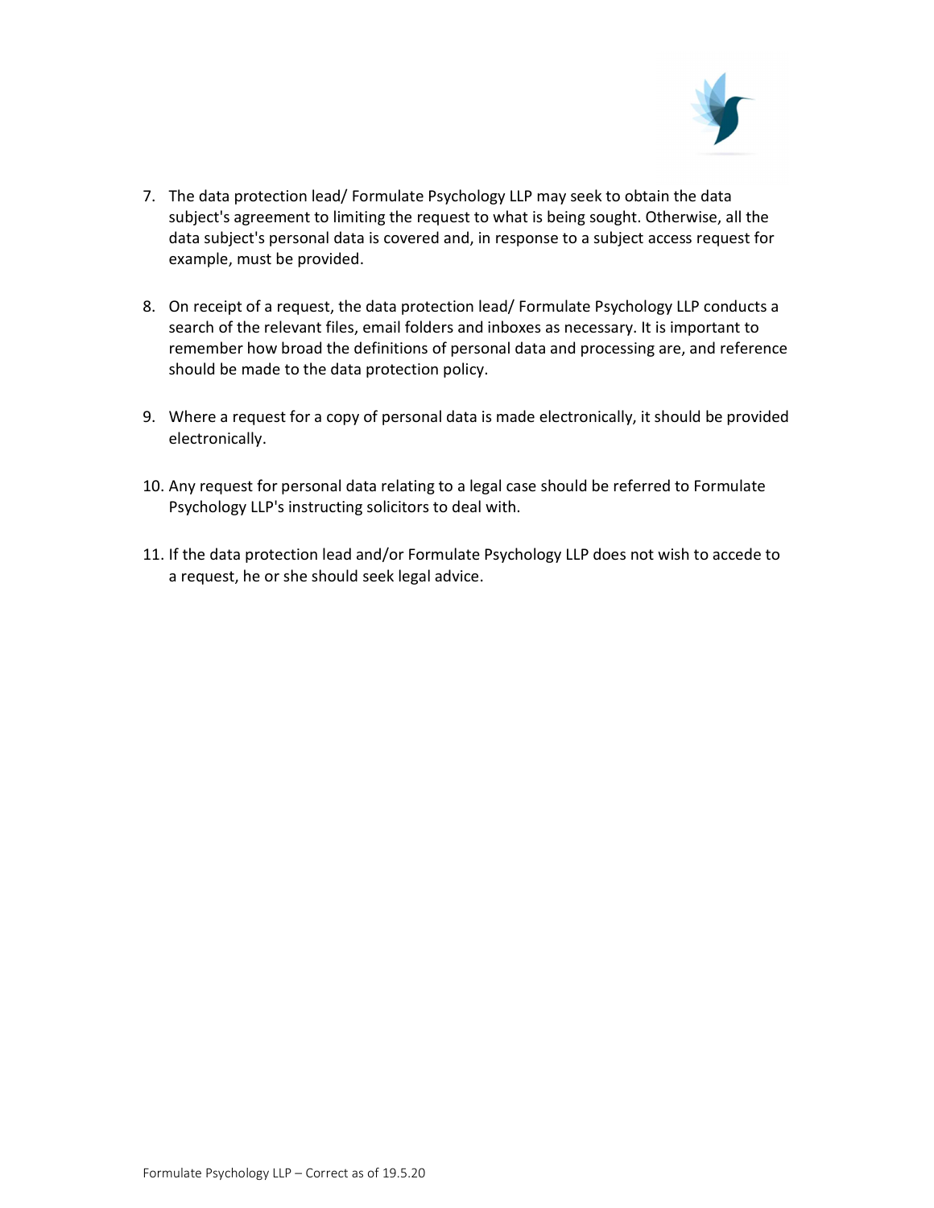7. The data protection lead/ Formulate Psychology LLP may seek to obtain the data subject's agreement to limiting the request to what is being sought. Otherwise, all the data subject's personal data is covered and, in response to a subject access request for example, must be provided.

8. On receipt of a request, the data protection lead/ Formulate Psychology LLP conducts a search of the relevant files, email folders and inboxes as necessary. It is important to remember how broad the definitions of personal data and processing are, and reference should be made to the data protection policy.

9. Where a request for a copy of personal data is made electronically, it should be provided electronically.

10. Any request for personal data relating to a legal case should be referred to Formulate Psychology LLP's instructing solicitors to deal with.

11. If the data protection lead and/or Formulate Psychology LLP does not wish to accede to a request, he or she should seek legal advice.